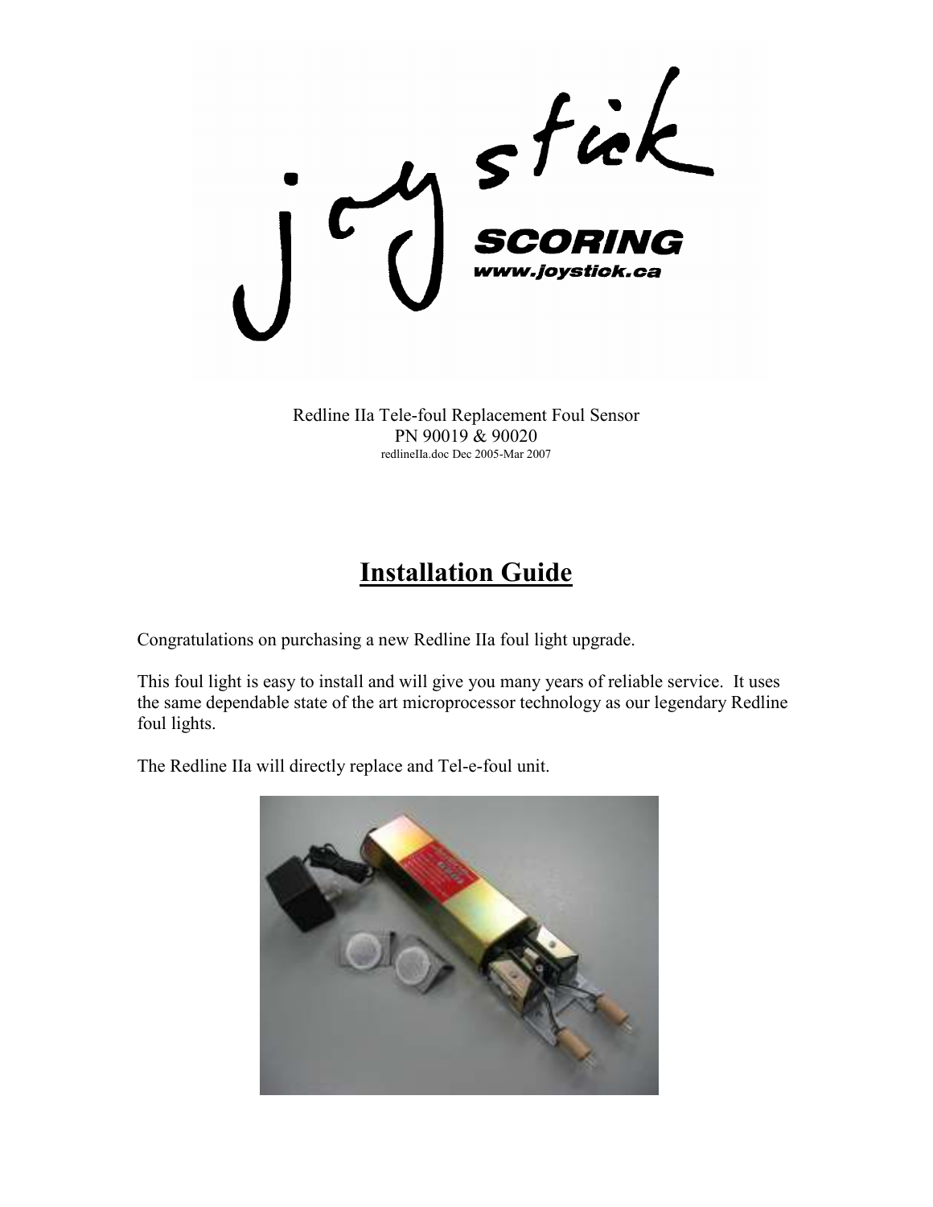Redline IIa Tele-foul Replacement Foul Sensor
PN 90019 & 90020
redlineIIa.doc Dec 2005-Mar 2007

# Installation Guide

Congratulations on purchasing a new Redline IIa foul light upgrade.

This foul light is easy to install and will give you many years of reliable service. It uses the same dependable state of the art microprocessor technology as our legendary Redline foul lights.

The Redline IIa will directly replace and Tel-e-foul unit.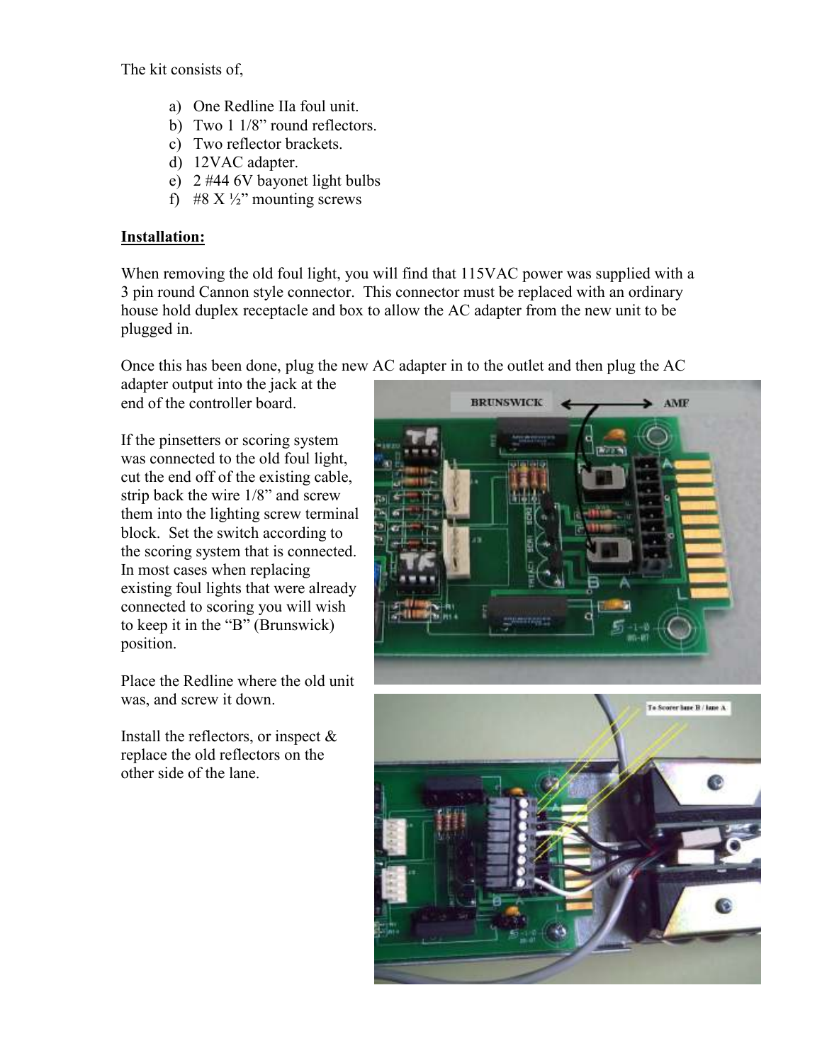The kit consists of,

a) One Redline IIa foul unit.
b) Two 1 1/8" round reflectors.
c) Two reflector brackets.
d) 12VAC adapter.
e) 2 #44 6V bayonet light bulbs
f) #8 X ½" mounting screws

**Installation:**

When removing the old foul light, you will find that 115VAC power was supplied with a 3 pin round Cannon style connector. This connector must be replaced with an ordinary house hold duplex receptacle and box to allow the AC adapter from the new unit to be plugged in.

Once this has been done, plug the new AC adapter in to the outlet and then plug the AC adapter output into the jack at the end of the controller board.

If the pinsetters or scoring system was connected to the old foul light, cut the end off of the existing cable, strip back the wire 1/8" and screw them into the lighting screw terminal block. Set the switch according to the scoring system that is connected. In most cases when replacing existing foul lights that were already connected to scoring you will wish to keep it in the "B" (Brunswick) position.

Place the Redline where the old unit was, and screw it down.

Install the reflectors, or inspect & replace the old reflectors on the other side of the lane.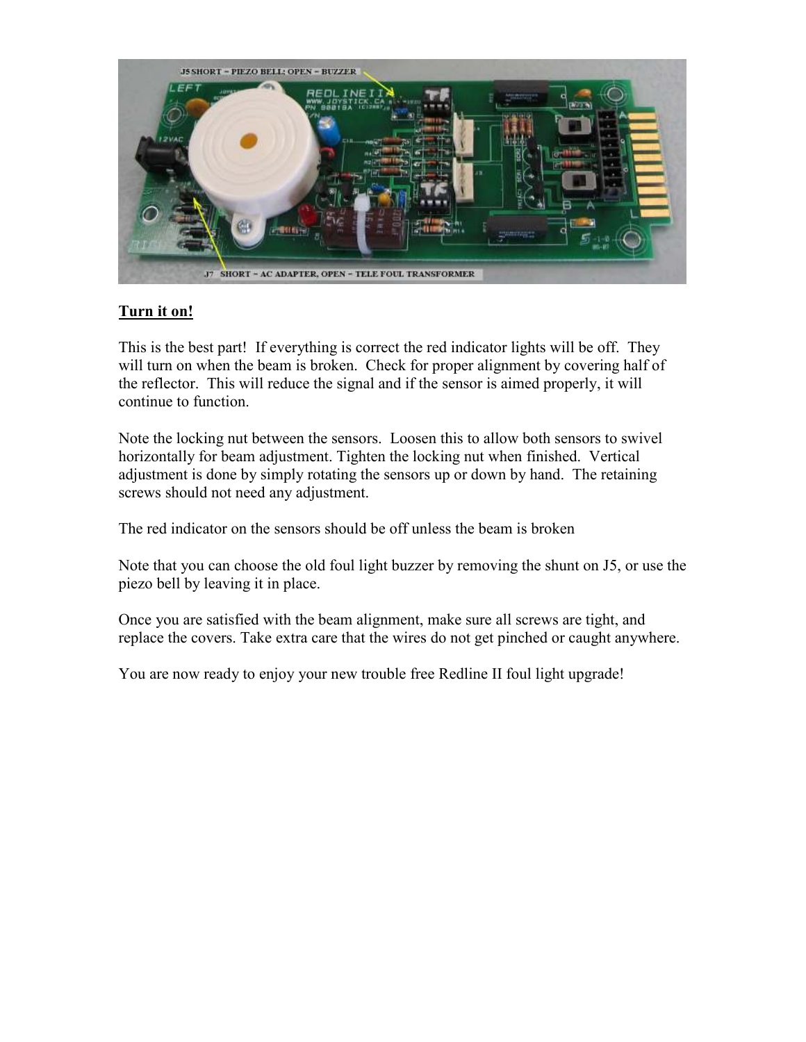## Turn it on!

This is the best part! If everything is correct the red indicator lights will be off. They will turn on when the beam is broken. Check for proper alignment by covering half of the reflector. This will reduce the signal and if the sensor is aimed properly, it will continue to function.

Note the locking nut between the sensors. Loosen this to allow both sensors to swivel horizontally for beam adjustment. Tighten the locking nut when finished. Vertical adjustment is done by simply rotating the sensors up or down by hand. The retaining screws should not need any adjustment.

The red indicator on the sensors should be off unless the beam is broken

Note that you can choose the old foul light buzzer by removing the shunt on J5, or use the piezo bell by leaving it in place.

Once you are satisfied with the beam alignment, make sure all screws are tight, and replace the covers. Take extra care that the wires do not get pinched or caught anywhere.

You are now ready to enjoy your new trouble free Redline II foul light upgrade!